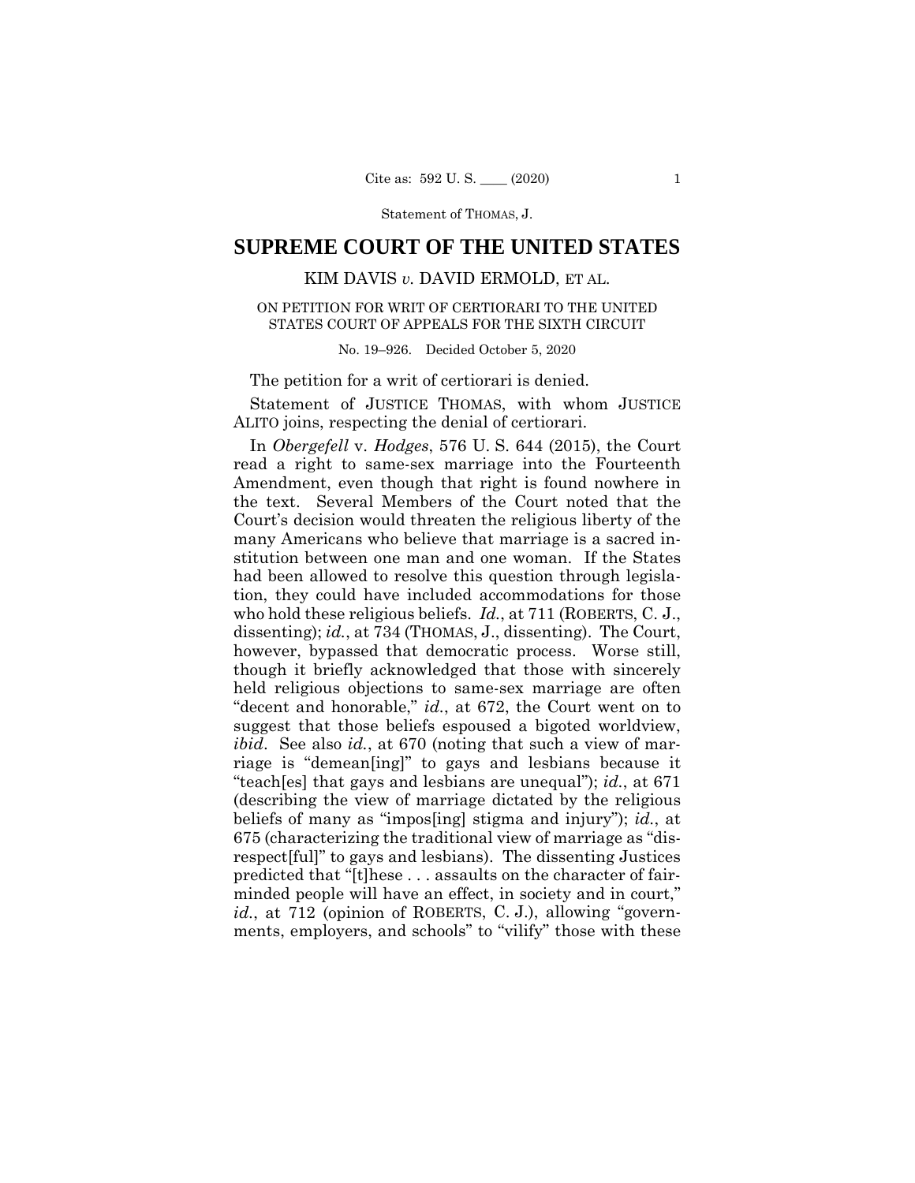Statement of THOMAS, J.

# SUPREME COURT OF THE UNITED STATES

KIM DAVIS *v.* DAVID ERMOLD, ET AL.

ON PETITION FOR WRIT OF CERTIORARI TO THE UNITED STATES COURT OF APPEALS FOR THE SIXTH CIRCUIT

No. 19–926. Decided October 5, 2020

The petition for a writ of certiorari is denied.

Statement of JUSTICE THOMAS, with whom JUSTICE ALITO joins, respecting the denial of certiorari.

In *Obergefell* v. *Hodges*, 576 U. S. 644 (2015), the Court read a right to same-sex marriage into the Fourteenth Amendment, even though that right is found nowhere in the text. Several Members of the Court noted that the Court's decision would threaten the religious liberty of the many Americans who believe that marriage is a sacred institution between one man and one woman. If the States had been allowed to resolve this question through legislation, they could have included accommodations for those who hold these religious beliefs. *Id.*, at 711 (ROBERTS, C. J., dissenting); *id.*, at 734 (THOMAS, J., dissenting). The Court, however, bypassed that democratic process. Worse still, though it briefly acknowledged that those with sincerely held religious objections to same-sex marriage are often "decent and honorable," *id.*, at 672, the Court went on to suggest that those beliefs espoused a bigoted worldview, *ibid*. See also *id.*, at 670 (noting that such a view of marriage is "demean[ing]" to gays and lesbians because it "teach[es] that gays and lesbians are unequal"); *id.*, at 671 (describing the view of marriage dictated by the religious beliefs of many as "impos[ing] stigma and injury"); *id.*, at 675 (characterizing the traditional view of marriage as "disrespect[ful]" to gays and lesbians). The dissenting Justices predicted that "[t]hese . . . assaults on the character of fairminded people will have an effect, in society and in court," *id.*, at 712 (opinion of ROBERTS, C. J.), allowing "governments, employers, and schools" to "vilify" those with these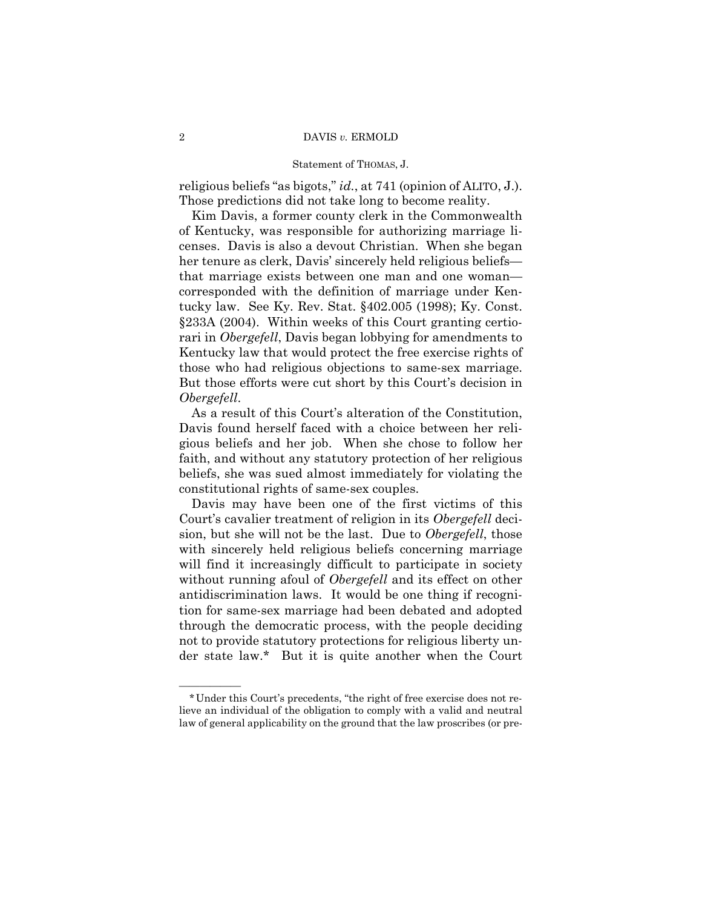religious beliefs "as bigots," *id.*, at 741 (opinion of ALITO, J.). Those predictions did not take long to become reality.

Kim Davis, a former county clerk in the Commonwealth of Kentucky, was responsible for authorizing marriage licenses. Davis is also a devout Christian. When she began her tenure as clerk, Davis' sincerely held religious beliefs—that marriage exists between one man and one woman—corresponded with the definition of marriage under Kentucky law. See Ky. Rev. Stat. §402.005 (1998); Ky. Const. §233A (2004). Within weeks of this Court granting certiorari in *Obergefell*, Davis began lobbying for amendments to Kentucky law that would protect the free exercise rights of those who had religious objections to same-sex marriage. But those efforts were cut short by this Court's decision in *Obergefell*.

As a result of this Court's alteration of the Constitution, Davis found herself faced with a choice between her religious beliefs and her job. When she chose to follow her faith, and without any statutory protection of her religious beliefs, she was sued almost immediately for violating the constitutional rights of same-sex couples.

Davis may have been one of the first victims of this Court's cavalier treatment of religion in its *Obergefell* decision, but she will not be the last. Due to *Obergefell*, those with sincerely held religious beliefs concerning marriage will find it increasingly difficult to participate in society without running afoul of *Obergefell* and its effect on other antidiscrimination laws. It would be one thing if recognition for same-sex marriage had been debated and adopted through the democratic process, with the people deciding not to provide statutory protections for religious liberty under state law.* But it is quite another when the Court

---

*Under this Court's precedents, "the right of free exercise does not relieve an individual of the obligation to comply with a valid and neutral law of general applicability on the ground that the law proscribes (or pre-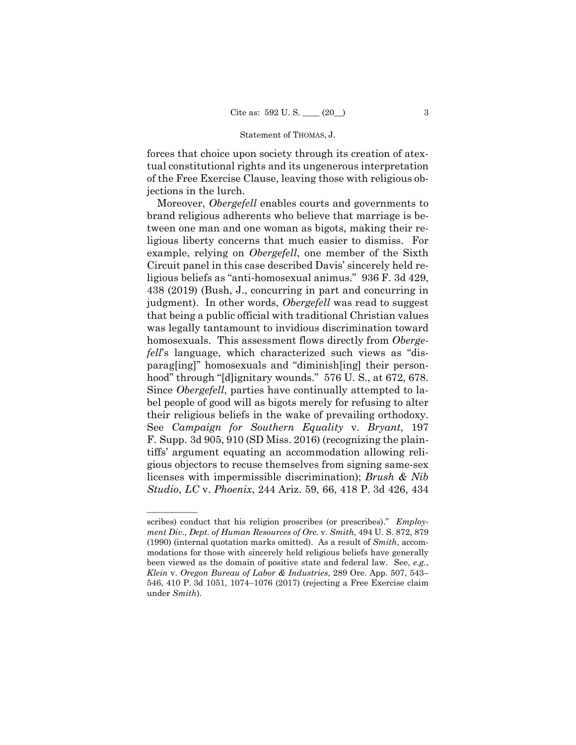forces that choice upon society through its creation of atextual constitutional rights and its ungenerous interpretation of the Free Exercise Clause, leaving those with religious objections in the lurch.

Moreover, *Obergefell* enables courts and governments to brand religious adherents who believe that marriage is between one man and one woman as bigots, making their religious liberty concerns that much easier to dismiss. For example, relying on *Obergefell*, one member of the Sixth Circuit panel in this case described Davis' sincerely held religious beliefs as "anti-homosexual animus." 936 F. 3d 429, 438 (2019) (Bush, J., concurring in part and concurring in judgment). In other words, *Obergefell* was read to suggest that being a public official with traditional Christian values was legally tantamount to invidious discrimination toward homosexuals. This assessment flows directly from *Obergefell*'s language, which characterized such views as "disparag[ing]" homosexuals and "diminish[ing] their personhood" through "[d]ignitary wounds." 576 U. S., at 672, 678. Since *Obergefell*, parties have continually attempted to label people of good will as bigots merely for refusing to alter their religious beliefs in the wake of prevailing orthodoxy. See *Campaign for Southern Equality* v. *Bryant*, 197 F. Supp. 3d 905, 910 (SD Miss. 2016) (recognizing the plaintiffs' argument equating an accommodation allowing religious objectors to recuse themselves from signing same-sex licenses with impermissible discrimination); *Brush & Nib Studio*, *LC* v. *Phoenix*, 244 Ariz. 59, 66, 418 P. 3d 426, 434

---

scribes) conduct that his religion proscribes (or prescribes)." *Employment Div., Dept. of Human Resources of Ore.* v. *Smith*, 494 U. S. 872, 879 (1990) (internal quotation marks omitted). As a result of *Smith*, accommodations for those with sincerely held religious beliefs have generally been viewed as the domain of positive state and federal law. See, *e.g.*, *Klein* v. *Oregon Bureau of Labor & Industries*, 289 Ore. App. 507, 543–546, 410 P. 3d 1051, 1074–1076 (2017) (rejecting a Free Exercise claim under *Smith*).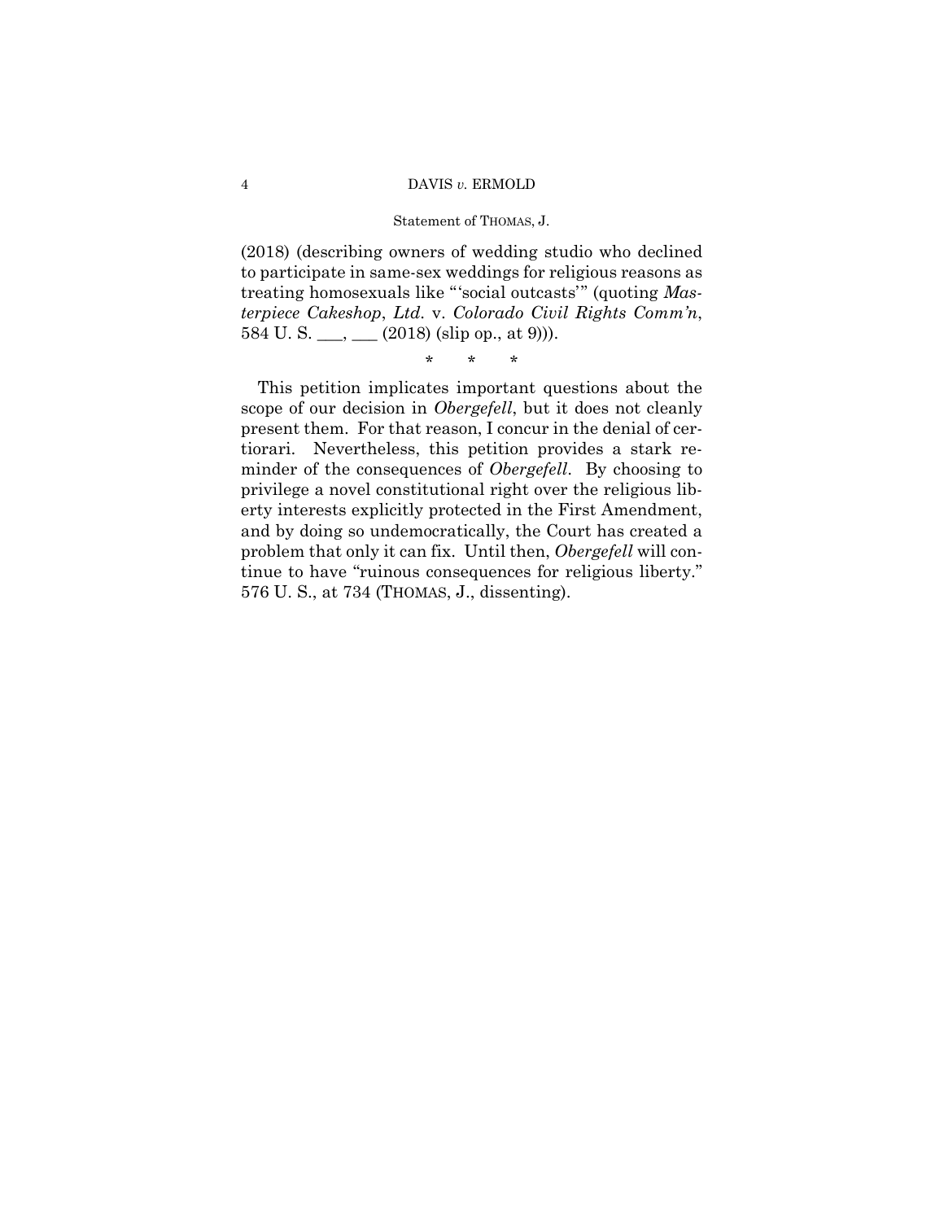(2018) (describing owners of wedding studio who declined to participate in same-sex weddings for religious reasons as treating homosexuals like "'social outcasts'" (quoting *Masterpiece Cakeshop*, *Ltd.* v. *Colorado Civil Rights Comm'n*, 584 U. S. ___, ___ (2018) (slip op., at 9))).

\* \* \*

This petition implicates important questions about the scope of our decision in *Obergefell*, but it does not cleanly present them. For that reason, I concur in the denial of certiorari. Nevertheless, this petition provides a stark reminder of the consequences of *Obergefell*. By choosing to privilege a novel constitutional right over the religious liberty interests explicitly protected in the First Amendment, and by doing so undemocratically, the Court has created a problem that only it can fix. Until then, *Obergefell* will continue to have "ruinous consequences for religious liberty." 576 U. S., at 734 (THOMAS, J., dissenting).